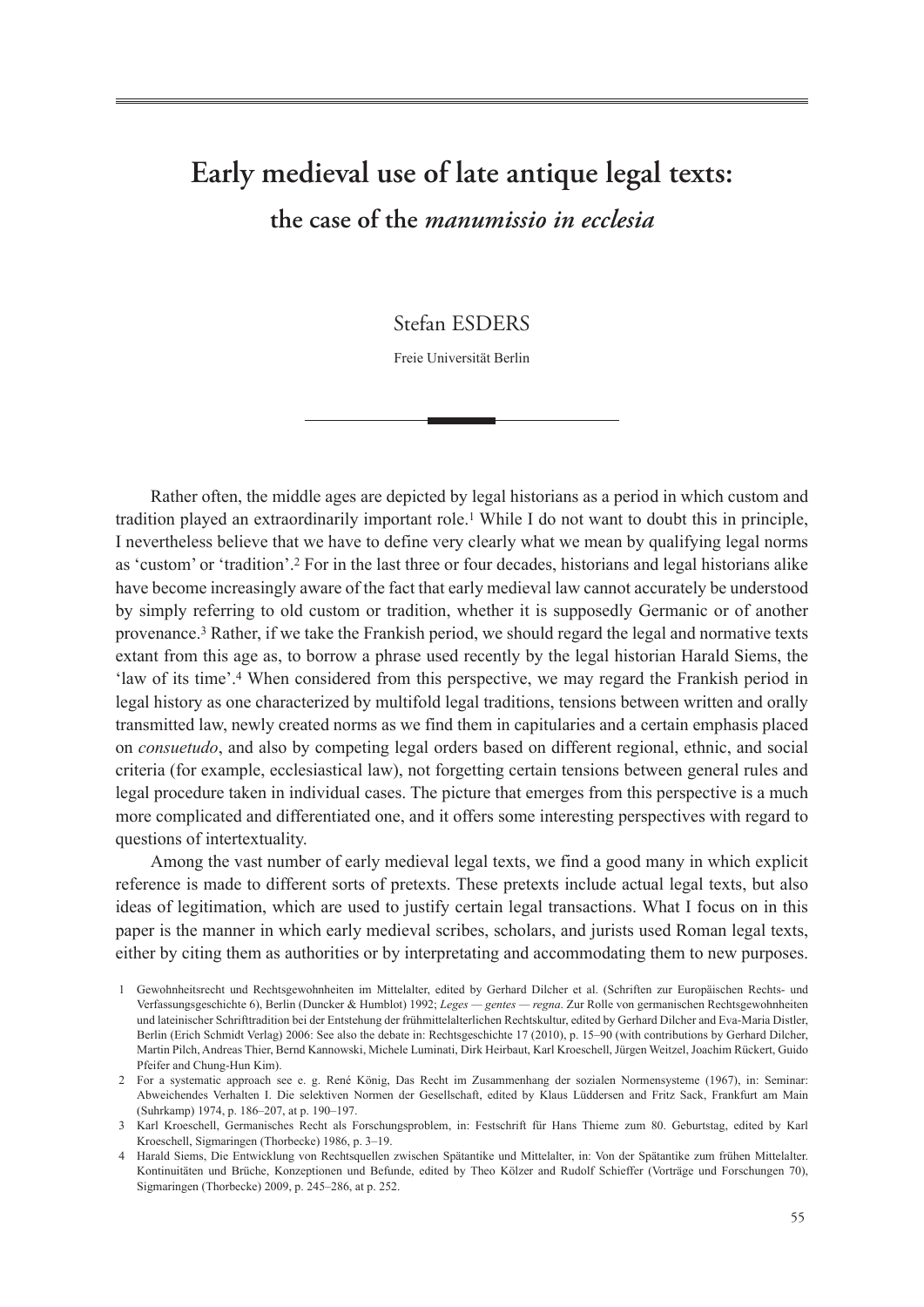# Early medieval use of late antique legal texts:

## the case of the *manumissio in ecclesia*

Stefan ESDERS

Freie Universität Berlin

Rather often, the middle ages are depicted by legal historians as a period in which custom and tradition played an extraordinarily important role.[1] While I do not want to doubt this in principle, I nevertheless believe that we have to define very clearly what we mean by qualifying legal norms as 'custom' or 'tradition'.[2] For in the last three or four decades, historians and legal historians alike have become increasingly aware of the fact that early medieval law cannot accurately be understood by simply referring to old custom or tradition, whether it is supposedly Germanic or of another provenance.[3] Rather, if we take the Frankish period, we should regard the legal and normative texts extant from this age as, to borrow a phrase used recently by the legal historian Harald Siems, the 'law of its time'.[4] When considered from this perspective, we may regard the Frankish period in legal history as one characterized by multifold legal traditions, tensions between written and orally transmitted law, newly created norms as we find them in capitularies and a certain emphasis placed on *consuetudo*, and also by competing legal orders based on different regional, ethnic, and social criteria (for example, ecclesiastical law), not forgetting certain tensions between general rules and legal procedure taken in individual cases. The picture that emerges from this perspective is a much more complicated and differentiated one, and it offers some interesting perspectives with regard to questions of intertextuality.

Among the vast number of early medieval legal texts, we find a good many in which explicit reference is made to different sorts of pretexts. These pretexts include actual legal texts, but also ideas of legitimation, which are used to justify certain legal transactions. What I focus on in this paper is the manner in which early medieval scribes, scholars, and jurists used Roman legal texts, either by citing them as authorities or by interpretating and accommodating them to new purposes.

1 Gewohnheitsrecht und Rechtsgewohnheiten im Mittelalter, edited by Gerhard Dilcher et al. (Schriften zur Europäischen Rechts- und Verfassungsgeschichte 6), Berlin (Duncker & Humblot) 1992; *Leges — gentes — regna*. Zur Rolle von germanischen Rechtsgewohnheiten und lateinischer Schrifttradition bei der Entstehung der frühmittelalterlichen Rechtskultur, edited by Gerhard Dilcher and Eva-Maria Distler, Berlin (Erich Schmidt Verlag) 2006: See also the debate in: Rechtsgeschichte 17 (2010), p. 15–90 (with contributions by Gerhard Dilcher, Martin Pilch, Andreas Thier, Bernd Kannowski, Michele Luminati, Dirk Heirbaut, Karl Kroeschell, Jürgen Weitzel, Joachim Rückert, Guido Pfeifer and Chung-Hun Kim).

2 For a systematic approach see e. g. René König, Das Recht im Zusammenhang der sozialen Normensysteme (1967), in: Seminar: Abweichendes Verhalten I. Die selektiven Normen der Gesellschaft, edited by Klaus Lüddersen and Fritz Sack, Frankfurt am Main (Suhrkamp) 1974, p. 186–207, at p. 190–197.

3 Karl Kroeschell, Germanisches Recht als Forschungsproblem, in: Festschrift für Hans Thieme zum 80. Geburtstag, edited by Karl Kroeschell, Sigmaringen (Thorbecke) 1986, p. 3–19.

4 Harald Siems, Die Entwicklung von Rechtsquellen zwischen Spätantike und Mittelalter, in: Von der Spätantike zum frühen Mittelalter. Kontinuitäten und Brüche, Konzeptionen und Befunde, edited by Theo Kölzer and Rudolf Schieffer (Vorträge und Forschungen 70), Sigmaringen (Thorbecke) 2009, p. 245–286, at p. 252.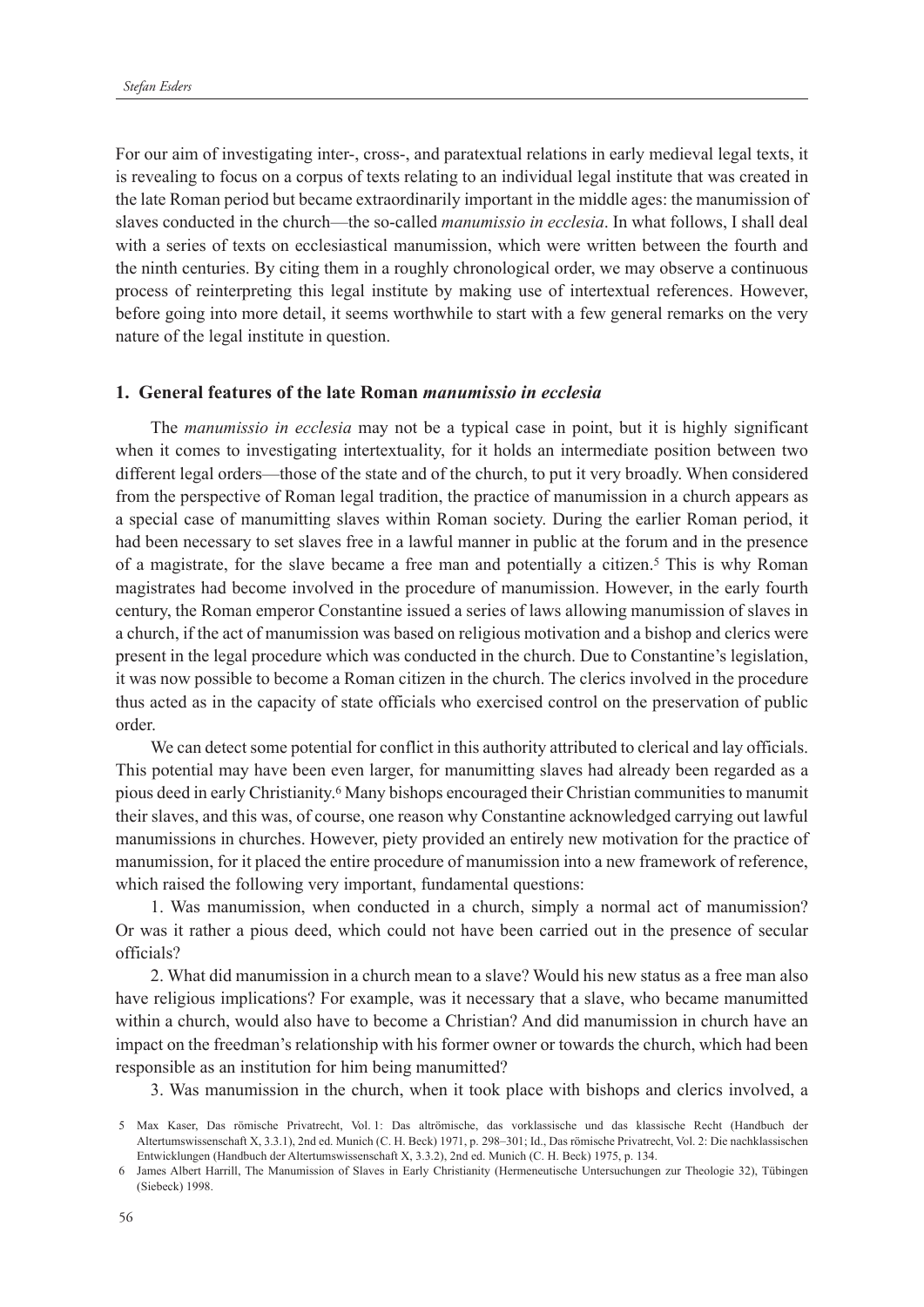For our aim of investigating inter-, cross-, and paratextual relations in early medieval legal texts, it is revealing to focus on a corpus of texts relating to an individual legal institute that was created in the late Roman period but became extraordinarily important in the middle ages: the manumission of slaves conducted in the church—the so-called *manumissio in ecclesia*. In what follows, I shall deal with a series of texts on ecclesiastical manumission, which were written between the fourth and the ninth centuries. By citing them in a roughly chronological order, we may observe a continuous process of reinterpreting this legal institute by making use of intertextual references. However, before going into more detail, it seems worthwhile to start with a few general remarks on the very nature of the legal institute in question.

## 1. General features of the late Roman *manumissio in ecclesia*

The *manumissio in ecclesia* may not be a typical case in point, but it is highly significant when it comes to investigating intertextuality, for it holds an intermediate position between two different legal orders—those of the state and of the church, to put it very broadly. When considered from the perspective of Roman legal tradition, the practice of manumission in a church appears as a special case of manumitting slaves within Roman society. During the earlier Roman period, it had been necessary to set slaves free in a lawful manner in public at the forum and in the presence of a magistrate, for the slave became a free man and potentially a citizen.[5] This is why Roman magistrates had become involved in the procedure of manumission. However, in the early fourth century, the Roman emperor Constantine issued a series of laws allowing manumission of slaves in a church, if the act of manumission was based on religious motivation and a bishop and clerics were present in the legal procedure which was conducted in the church. Due to Constantine's legislation, it was now possible to become a Roman citizen in the church. The clerics involved in the procedure thus acted as in the capacity of state officials who exercised control on the preservation of public order.

We can detect some potential for conflict in this authority attributed to clerical and lay officials. This potential may have been even larger, for manumitting slaves had already been regarded as a pious deed in early Christianity.[6] Many bishops encouraged their Christian communities to manumit their slaves, and this was, of course, one reason why Constantine acknowledged carrying out lawful manumissions in churches. However, piety provided an entirely new motivation for the practice of manumission, for it placed the entire procedure of manumission into a new framework of reference, which raised the following very important, fundamental questions:

1. Was manumission, when conducted in a church, simply a normal act of manumission? Or was it rather a pious deed, which could not have been carried out in the presence of secular officials?

2. What did manumission in a church mean to a slave? Would his new status as a free man also have religious implications? For example, was it necessary that a slave, who became manumitted within a church, would also have to become a Christian? And did manumission in church have an impact on the freedman's relationship with his former owner or towards the church, which had been responsible as an institution for him being manumitted?

3. Was manumission in the church, when it took place with bishops and clerics involved, a

5 Max Kaser, Das römische Privatrecht, Vol. 1: Das altrömische, das vorklassische und das klassische Recht (Handbuch der Altertumswissenschaft X, 3.3.1), 2nd ed. Munich (C. H. Beck) 1971, p. 298–301; Id., Das römische Privatrecht, Vol. 2: Die nachklassischen Entwicklungen (Handbuch der Altertumswissenschaft X, 3.3.2), 2nd ed. Munich (C. H. Beck) 1975, p. 134.

6 James Albert Harrill, The Manumission of Slaves in Early Christianity (Hermeneutische Untersuchungen zur Theologie 32), Tübingen (Siebeck) 1998.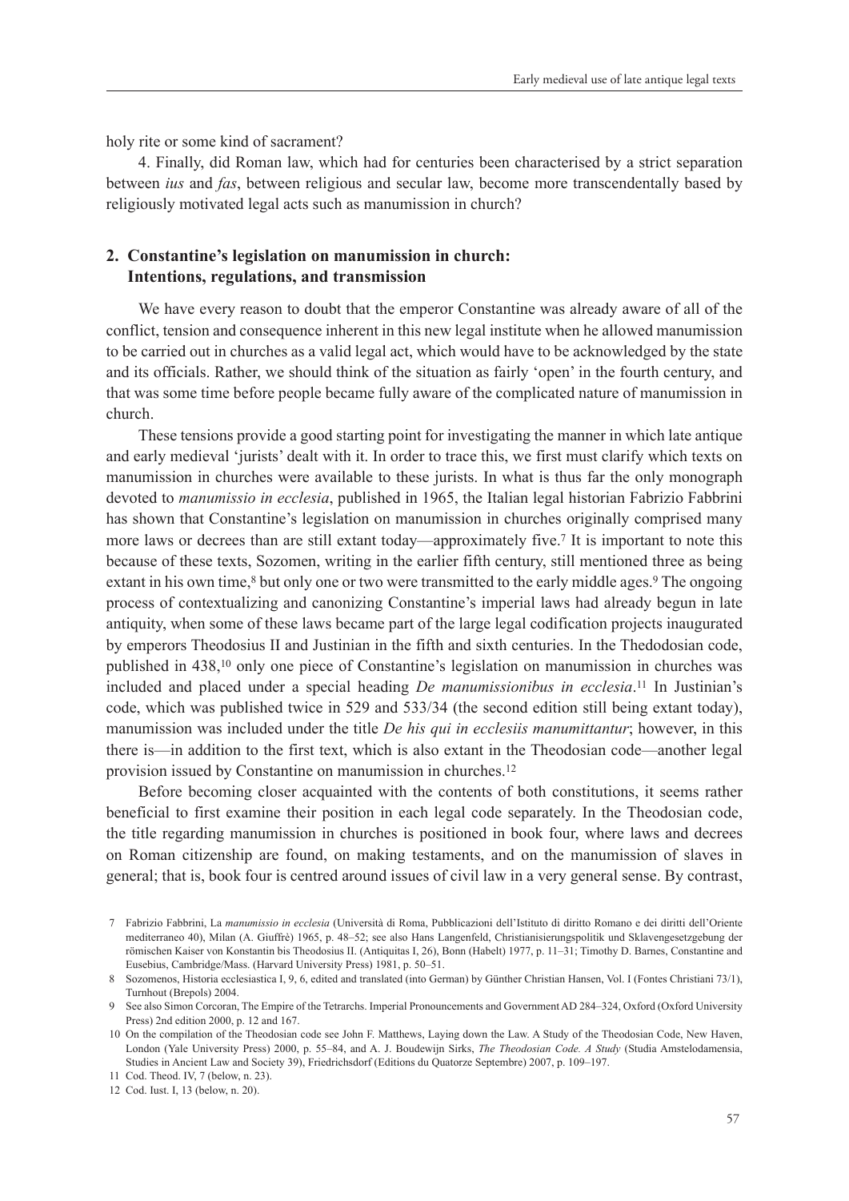holy rite or some kind of sacrament?

4. Finally, did Roman law, which had for centuries been characterised by a strict separation between *ius* and *fas*, between religious and secular law, become more transcendentally based by religiously motivated legal acts such as manumission in church?

## 2. Constantine's legislation on manumission in church: Intentions, regulations, and transmission

We have every reason to doubt that the emperor Constantine was already aware of all of the conflict, tension and consequence inherent in this new legal institute when he allowed manumission to be carried out in churches as a valid legal act, which would have to be acknowledged by the state and its officials. Rather, we should think of the situation as fairly 'open' in the fourth century, and that was some time before people became fully aware of the complicated nature of manumission in church.

These tensions provide a good starting point for investigating the manner in which late antique and early medieval 'jurists' dealt with it. In order to trace this, we first must clarify which texts on manumission in churches were available to these jurists. In what is thus far the only monograph devoted to *manumissio in ecclesia*, published in 1965, the Italian legal historian Fabrizio Fabbrini has shown that Constantine's legislation on manumission in churches originally comprised many more laws or decrees than are still extant today—approximately five.[7] It is important to note this because of these texts, Sozomen, writing in the earlier fifth century, still mentioned three as being extant in his own time,[8] but only one or two were transmitted to the early middle ages.[9] The ongoing process of contextualizing and canonizing Constantine's imperial laws had already begun in late antiquity, when some of these laws became part of the large legal codification projects inaugurated by emperors Theodosius II and Justinian in the fifth and sixth centuries. In the Thedodosian code, published in 438,[10] only one piece of Constantine's legislation on manumission in churches was included and placed under a special heading *De manumissionibus in ecclesia*.[11] In Justinian's code, which was published twice in 529 and 533/34 (the second edition still being extant today), manumission was included under the title *De his qui in ecclesiis manumittantur*; however, in this there is—in addition to the first text, which is also extant in the Theodosian code—another legal provision issued by Constantine on manumission in churches.[12]

Before becoming closer acquainted with the contents of both constitutions, it seems rather beneficial to first examine their position in each legal code separately. In the Theodosian code, the title regarding manumission in churches is positioned in book four, where laws and decrees on Roman citizenship are found, on making testaments, and on the manumission of slaves in general; that is, book four is centred around issues of civil law in a very general sense. By contrast,

7 Fabrizio Fabbrini, La *manumissio in ecclesia* (Università di Roma, Pubblicazioni dell'Istituto di diritto Romano e dei diritti dell'Oriente mediterraneo 40), Milan (A. Giuffrè) 1965, p. 48–52; see also Hans Langenfeld, Christianisierungspolitik und Sklavengesetzgebung der römischen Kaiser von Konstantin bis Theodosius II. (Antiquitas I, 26), Bonn (Habelt) 1977, p. 11–31; Timothy D. Barnes, Constantine and Eusebius, Cambridge/Mass. (Harvard University Press) 1981, p. 50–51.

8 Sozomenos, Historia ecclesiastica I, 9, 6, edited and translated (into German) by Günther Christian Hansen, Vol. I (Fontes Christiani 73/1), Turnhout (Brepols) 2004.

9 See also Simon Corcoran, The Empire of the Tetrarchs. Imperial Pronouncements and Government AD 284–324, Oxford (Oxford University Press) 2nd edition 2000, p. 12 and 167.

10 On the compilation of the Theodosian code see John F. Matthews, Laying down the Law. A Study of the Theodosian Code, New Haven, London (Yale University Press) 2000, p. 55–84, and A. J. Boudewijn Sirks, *The Theodosian Code. A Study* (Studia Amstelodamensia, Studies in Ancient Law and Society 39), Friedrichsdorf (Editions du Quatorze Septembre) 2007, p. 109–197.

11 Cod. Theod. IV, 7 (below, n. 23).

12 Cod. Iust. I, 13 (below, n. 20).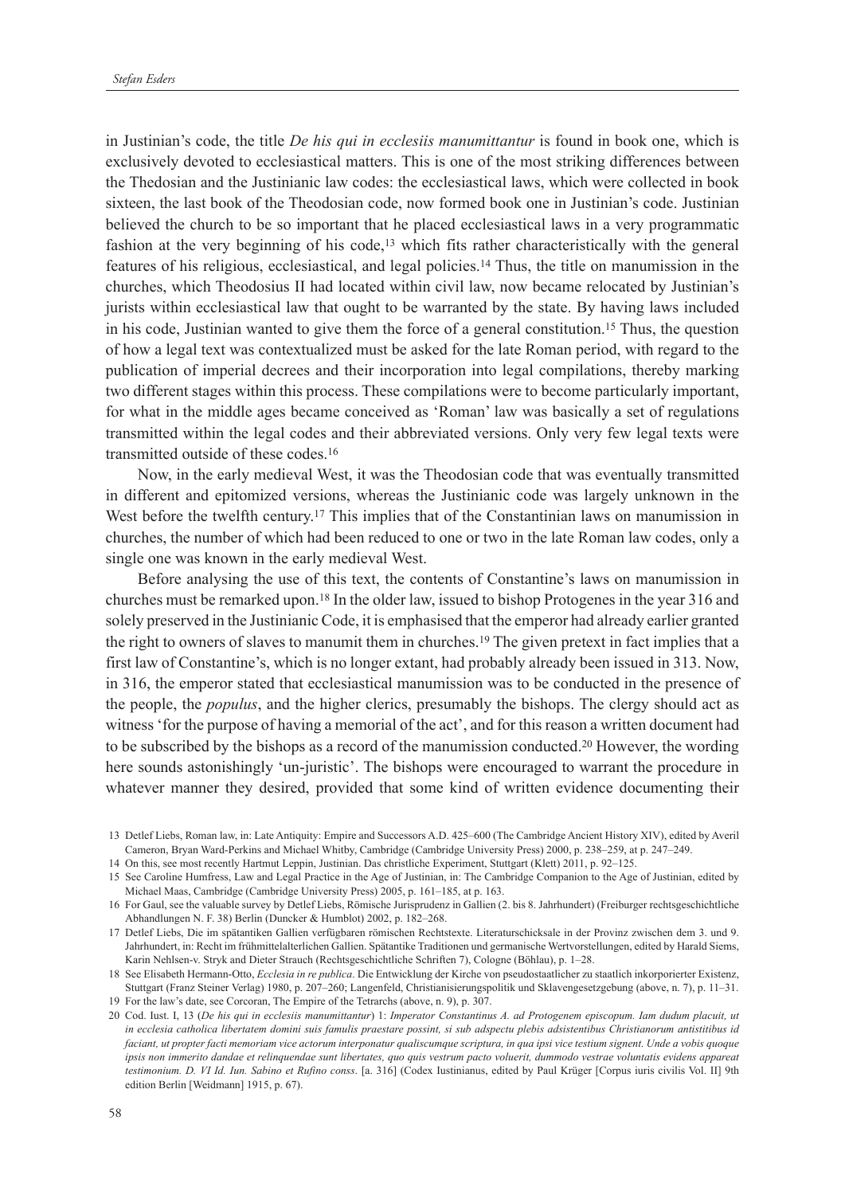in Justinian's code, the title *De his qui in ecclesiis manumittantur* is found in book one, which is exclusively devoted to ecclesiastical matters. This is one of the most striking differences between the Thedosian and the Justinianic law codes: the ecclesiastical laws, which were collected in book sixteen, the last book of the Theodosian code, now formed book one in Justinian's code. Justinian believed the church to be so important that he placed ecclesiastical laws in a very programmatic fashion at the very beginning of his code,[13] which fits rather characteristically with the general features of his religious, ecclesiastical, and legal policies.[14] Thus, the title on manumission in the churches, which Theodosius II had located within civil law, now became relocated by Justinian's jurists within ecclesiastical law that ought to be warranted by the state. By having laws included in his code, Justinian wanted to give them the force of a general constitution.[15] Thus, the question of how a legal text was contextualized must be asked for the late Roman period, with regard to the publication of imperial decrees and their incorporation into legal compilations, thereby marking two different stages within this process. These compilations were to become particularly important, for what in the middle ages became conceived as 'Roman' law was basically a set of regulations transmitted within the legal codes and their abbreviated versions. Only very few legal texts were transmitted outside of these codes.[16]

Now, in the early medieval West, it was the Theodosian code that was eventually transmitted in different and epitomized versions, whereas the Justinianic code was largely unknown in the West before the twelfth century.[17] This implies that of the Constantinian laws on manumission in churches, the number of which had been reduced to one or two in the late Roman law codes, only a single one was known in the early medieval West.

Before analysing the use of this text, the contents of Constantine's laws on manumission in churches must be remarked upon.[18] In the older law, issued to bishop Protogenes in the year 316 and solely preserved in the Justinianic Code, it is emphasised that the emperor had already earlier granted the right to owners of slaves to manumit them in churches.[19] The given pretext in fact implies that a first law of Constantine's, which is no longer extant, had probably already been issued in 313. Now, in 316, the emperor stated that ecclesiastical manumission was to be conducted in the presence of the people, the *populus*, and the higher clerics, presumably the bishops. The clergy should act as witness 'for the purpose of having a memorial of the act', and for this reason a written document had to be subscribed by the bishops as a record of the manumission conducted.[20] However, the wording here sounds astonishingly 'un-juristic'. The bishops were encouraged to warrant the procedure in whatever manner they desired, provided that some kind of written evidence documenting their

13 Detlef Liebs, Roman law, in: Late Antiquity: Empire and Successors A.D. 425–600 (The Cambridge Ancient History XIV), edited by Averil Cameron, Bryan Ward-Perkins and Michael Whitby, Cambridge (Cambridge University Press) 2000, p. 238–259, at p. 247–249.

14 On this, see most recently Hartmut Leppin, Justinian. Das christliche Experiment, Stuttgart (Klett) 2011, p. 92–125.

15 See Caroline Humfress, Law and Legal Practice in the Age of Justinian, in: The Cambridge Companion to the Age of Justinian, edited by Michael Maas, Cambridge (Cambridge University Press) 2005, p. 161–185, at p. 163.

16 For Gaul, see the valuable survey by Detlef Liebs, Römische Jurisprudenz in Gallien (2. bis 8. Jahrhundert) (Freiburger rechtsgeschichtliche Abhandlungen N. F. 38) Berlin (Duncker & Humblot) 2002, p. 182–268.

17 Detlef Liebs, Die im spätantiken Gallien verfügbaren römischen Rechtstexte. Literaturschicksale in der Provinz zwischen dem 3. und 9. Jahrhundert, in: Recht im frühmittelalterlichen Gallien. Spätantike Traditionen und germanische Wertvorstellungen, edited by Harald Siems, Karin Nehlsen-v. Stryk and Dieter Strauch (Rechtsgeschichtliche Schriften 7), Cologne (Böhlau), p. 1–28.

18 See Elisabeth Hermann-Otto, *Ecclesia in re publica*. Die Entwicklung der Kirche von pseudostaatlicher zu staatlich inkorporierter Existenz, Stuttgart (Franz Steiner Verlag) 1980, p. 207–260; Langenfeld, Christianisierungspolitik und Sklavengesetzgebung (above, n. 7), p. 11–31.

19 For the law's date, see Corcoran, The Empire of the Tetrarchs (above, n. 9), p. 307.

20 Cod. Iust. I, 13 (*De his qui in ecclesiis manumittantur*) 1: *Imperator Constantinus A. ad Protogenem episcopum. Iam dudum placuit, ut in ecclesia catholica libertatem domini suis famulis praestare possint, si sub adspectu plebis adsistentibus Christianorum antistitibus id faciant, ut propter facti memoriam vice actorum interponatur qualiscumque scriptura, in qua ipsi vice testium signent. Unde a vobis quoque ipsis non immerito dandae et relinquendae sunt libertates, quo quis vestrum pacto voluerit, dummodo vestrae voluntatis evidens appareat testimonium. D. VI Id. Iun. Sabino et Rufino conss*. [a. 316] (Codex Iustinianus, edited by Paul Krüger [Corpus iuris civilis Vol. II] 9th edition Berlin [Weidmann] 1915, p. 67).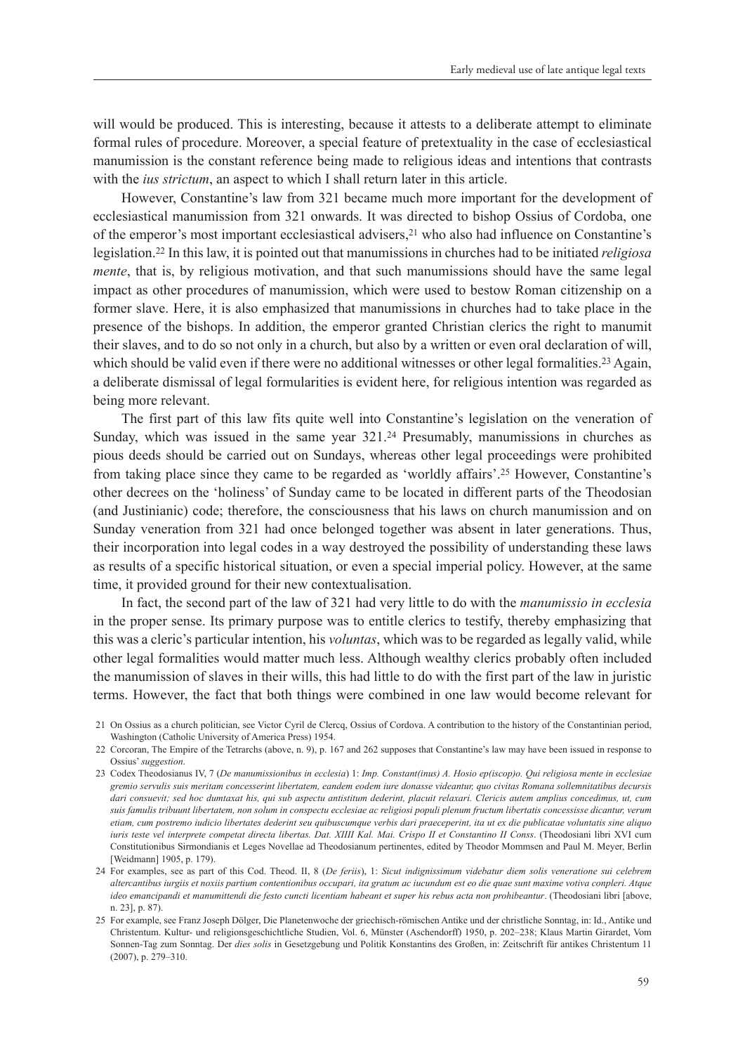will would be produced. This is interesting, because it attests to a deliberate attempt to eliminate formal rules of procedure. Moreover, a special feature of pretextuality in the case of ecclesiastical manumission is the constant reference being made to religious ideas and intentions that contrasts with the *ius strictum*, an aspect to which I shall return later in this article.

However, Constantine's law from 321 became much more important for the development of ecclesiastical manumission from 321 onwards. It was directed to bishop Ossius of Cordoba, one of the emperor's most important ecclesiastical advisers,[21] who also had influence on Constantine's legislation.[22] In this law, it is pointed out that manumissions in churches had to be initiated *religiosa mente*, that is, by religious motivation, and that such manumissions should have the same legal impact as other procedures of manumission, which were used to bestow Roman citizenship on a former slave. Here, it is also emphasized that manumissions in churches had to take place in the presence of the bishops. In addition, the emperor granted Christian clerics the right to manumit their slaves, and to do so not only in a church, but also by a written or even oral declaration of will, which should be valid even if there were no additional witnesses or other legal formalities.[23] Again, a deliberate dismissal of legal formularities is evident here, for religious intention was regarded as being more relevant.

The first part of this law fits quite well into Constantine's legislation on the veneration of Sunday, which was issued in the same year 321.[24] Presumably, manumissions in churches as pious deeds should be carried out on Sundays, whereas other legal proceedings were prohibited from taking place since they came to be regarded as 'worldly affairs'.[25] However, Constantine's other decrees on the 'holiness' of Sunday came to be located in different parts of the Theodosian (and Justinianic) code; therefore, the consciousness that his laws on church manumission and on Sunday veneration from 321 had once belonged together was absent in later generations. Thus, their incorporation into legal codes in a way destroyed the possibility of understanding these laws as results of a specific historical situation, or even a special imperial policy. However, at the same time, it provided ground for their new contextualisation.

In fact, the second part of the law of 321 had very little to do with the *manumissio in ecclesia* in the proper sense. Its primary purpose was to entitle clerics to testify, thereby emphasizing that this was a cleric's particular intention, his *voluntas*, which was to be regarded as legally valid, while other legal formalities would matter much less. Although wealthy clerics probably often included the manumission of slaves in their wills, this had little to do with the first part of the law in juristic terms. However, the fact that both things were combined in one law would become relevant for

---

21 On Ossius as a church politician, see Victor Cyril de Clercq, Ossius of Cordova. A contribution to the history of the Constantinian period, Washington (Catholic University of America Press) 1954.

22 Corcoran, The Empire of the Tetrarchs (above, n. 9), p. 167 and 262 supposes that Constantine's law may have been issued in response to Ossius' *suggestion*.

23 Codex Theodosianus IV, 7 (*De manumissionibus in ecclesia*) 1: *Imp. Constant(inus) A. Hosio ep(iscop)o. Qui religiosa mente in ecclesiae gremio servulis suis meritam concesserint libertatem, eandem eodem iure donasse videantur, quo civitas Romana sollemnitatibus decursis dari consuevit; sed hoc dumtaxat his, qui sub aspectu antistitum dederint, placuit relaxari. Clericis autem amplius concedimus, ut, cum suis famulis tribuunt libertatem, non solum in conspectu ecclesiae ac religiosi populi plenum fructum libertatis concessisse dicantur, verum etiam, cum postremo iudicio libertates dederint seu quibuscumque verbis dari praeceperint, ita ut ex die publicatae voluntatis sine aliquo iuris teste vel interprete competat directa libertas. Dat. XIIII Kal. Mai. Crispo II et Constantino II Conss*. (Theodosiani libri XVI cum Constitutionibus Sirmondianis et Leges Novellae ad Theodosianum pertinentes, edited by Theodor Mommsen and Paul M. Meyer, Berlin [Weidmann] 1905, p. 179).

24 For examples, see as part of this Cod. Theod. II, 8 (*De feriis*), 1: *Sicut indignissimum videbatur diem solis veneratione sui celebrem altercantibus iurgiis et noxiis partium contentionibus occupari, ita gratum ac iucundum est eo die quae sunt maxime votiva conpleri. Atque ideo emancipandi et manumittendi die festo cuncti licentiam habeant et super his rebus acta non prohibeantur*. (Theodosiani libri [above, n. 23], p. 87).

25 For example, see Franz Joseph Dölger, Die Planetenwoche der griechisch-römischen Antike und der christliche Sonntag, in: Id., Antike und Christentum. Kultur- und religionsgeschichtliche Studien, Vol. 6, Münster (Aschendorff) 1950, p. 202–238; Klaus Martin Girardet, Vom Sonnen-Tag zum Sonntag. Der *dies solis* in Gesetzgebung und Politik Konstantins des Großen, in: Zeitschrift für antikes Christentum 11 (2007), p. 279–310.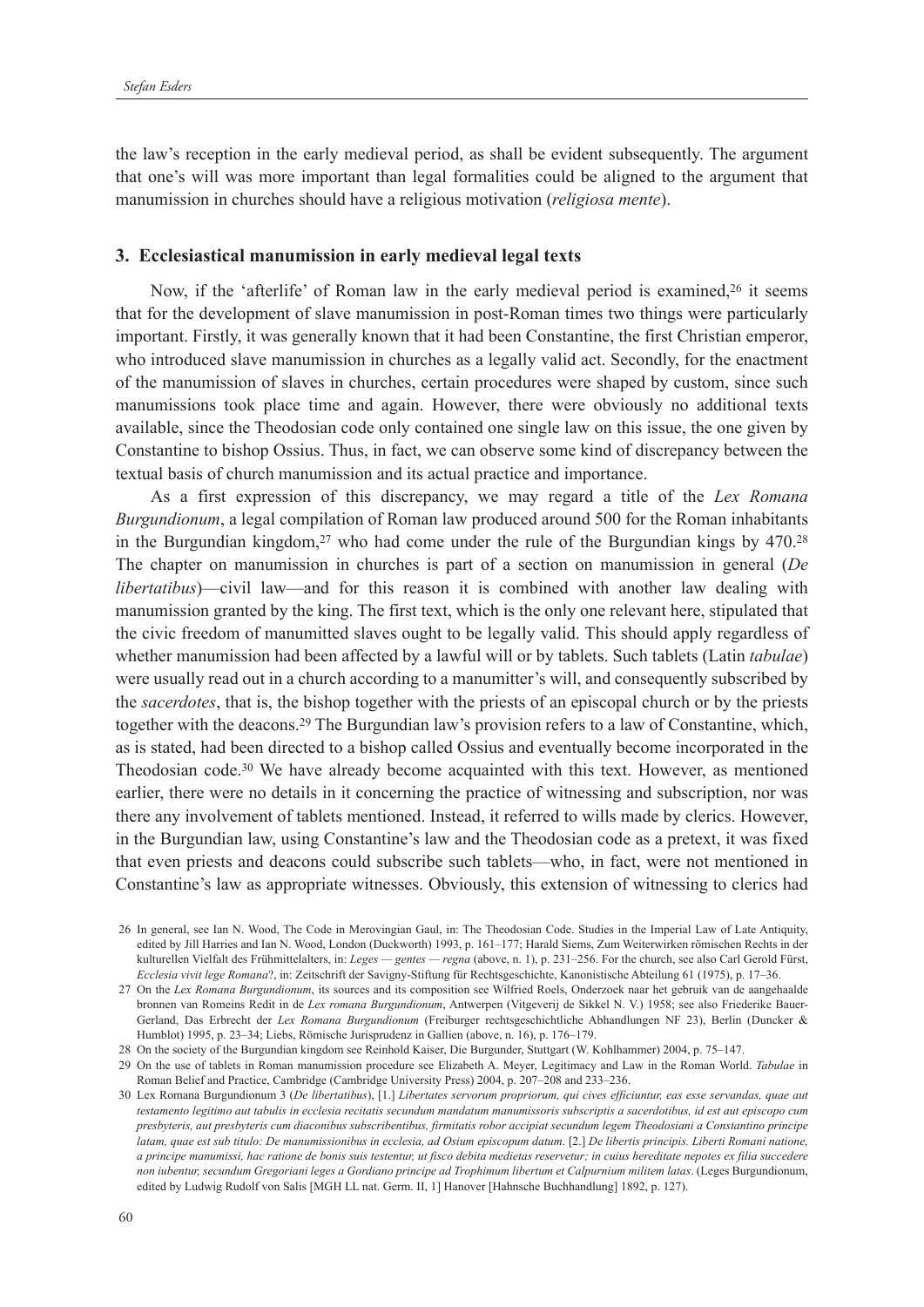the law's reception in the early medieval period, as shall be evident subsequently. The argument that one's will was more important than legal formalities could be aligned to the argument that manumission in churches should have a religious motivation (*religiosa mente*).

## 3. Ecclesiastical manumission in early medieval legal texts

Now, if the 'afterlife' of Roman law in the early medieval period is examined,[26] it seems that for the development of slave manumission in post-Roman times two things were particularly important. Firstly, it was generally known that it had been Constantine, the first Christian emperor, who introduced slave manumission in churches as a legally valid act. Secondly, for the enactment of the manumission of slaves in churches, certain procedures were shaped by custom, since such manumissions took place time and again. However, there were obviously no additional texts available, since the Theodosian code only contained one single law on this issue, the one given by Constantine to bishop Ossius. Thus, in fact, we can observe some kind of discrepancy between the textual basis of church manumission and its actual practice and importance.

As a first expression of this discrepancy, we may regard a title of the *Lex Romana Burgundionum*, a legal compilation of Roman law produced around 500 for the Roman inhabitants in the Burgundian kingdom,[27] who had come under the rule of the Burgundian kings by 470.[28] The chapter on manumission in churches is part of a section on manumission in general (*De libertatibus*)—civil law—and for this reason it is combined with another law dealing with manumission granted by the king. The first text, which is the only one relevant here, stipulated that the civic freedom of manumitted slaves ought to be legally valid. This should apply regardless of whether manumission had been affected by a lawful will or by tablets. Such tablets (Latin *tabulae*) were usually read out in a church according to a manumitter's will, and consequently subscribed by the *sacerdotes*, that is, the bishop together with the priests of an episcopal church or by the priests together with the deacons.[29] The Burgundian law's provision refers to a law of Constantine, which, as is stated, had been directed to a bishop called Ossius and eventually become incorporated in the Theodosian code.[30] We have already become acquainted with this text. However, as mentioned earlier, there were no details in it concerning the practice of witnessing and subscription, nor was there any involvement of tablets mentioned. Instead, it referred to wills made by clerics. However, in the Burgundian law, using Constantine's law and the Theodosian code as a pretext, it was fixed that even priests and deacons could subscribe such tablets—who, in fact, were not mentioned in Constantine's law as appropriate witnesses. Obviously, this extension of witnessing to clerics had

---

26 In general, see Ian N. Wood, The Code in Merovingian Gaul, in: The Theodosian Code. Studies in the Imperial Law of Late Antiquity, edited by Jill Harries and Ian N. Wood, London (Duckworth) 1993, p. 161–177; Harald Siems, Zum Weiterwirken römischen Rechts in der kulturellen Vielfalt des Frühmittelalters, in: *Leges — gentes — regna* (above, n. 1), p. 231–256. For the church, see also Carl Gerold Fürst, *Ecclesia vivit lege Romana*?, in: Zeitschrift der Savigny-Stiftung für Rechtsgeschichte, Kanonistische Abteilung 61 (1975), p. 17–36.

27 On the *Lex Romana Burgundionum*, its sources and its composition see Wilfried Roels, Onderzoek naar het gebruik van de aangehaalde bronnen van Romeins Redit in de *Lex romana Burgundionum*, Antwerpen (Vitgeverij de Sikkel N. V.) 1958; see also Friederike Bauer-Gerland, Das Erbrecht der *Lex Romana Burgundionum* (Freiburger rechtsgeschichtliche Abhandlungen NF 23), Berlin (Duncker & Humblot) 1995, p. 23–34; Liebs, Römische Jurisprudenz in Gallien (above, n. 16), p. 176–179.

28 On the society of the Burgundian kingdom see Reinhold Kaiser, Die Burgunder, Stuttgart (W. Kohlhammer) 2004, p. 75–147.

29 On the use of tablets in Roman manumission procedure see Elizabeth A. Meyer, Legitimacy and Law in the Roman World. *Tabulae* in Roman Belief and Practice, Cambridge (Cambridge University Press) 2004, p. 207–208 and 233–236.

30 Lex Romana Burgundionum 3 (*De libertatibus*), [1.] *Libertates servorum propriorum, qui cives efficiuntur, eas esse servandas, quae aut testamento legitimo aut tabulis in ecclesia recitatis secundum mandatum manumissoris subscriptis a sacerdotibus, id est aut episcopo cum presbyteris, aut presbyteris cum diaconibus subscribentibus, firmitatis robor accipiat secundum legem Theodosiani a Constantino principe latam, quae est sub titulo: De manumissionibus in ecclesia, ad Osium episcopum datum*. [2.] *De libertis principis. Liberti Romani natione, a principe manumissi, hac ratione de bonis suis testentur, ut fisco debita medietas reservetur; in cuius hereditate nepotes ex filia succedere non iubentur, secundum Gregoriani leges a Gordiano principe ad Trophimum libertum et Calpurnium militem latas*. (Leges Burgundionum, edited by Ludwig Rudolf von Salis [MGH LL nat. Germ. II, 1] Hanover [Hahnsche Buchhandlung] 1892, p. 127).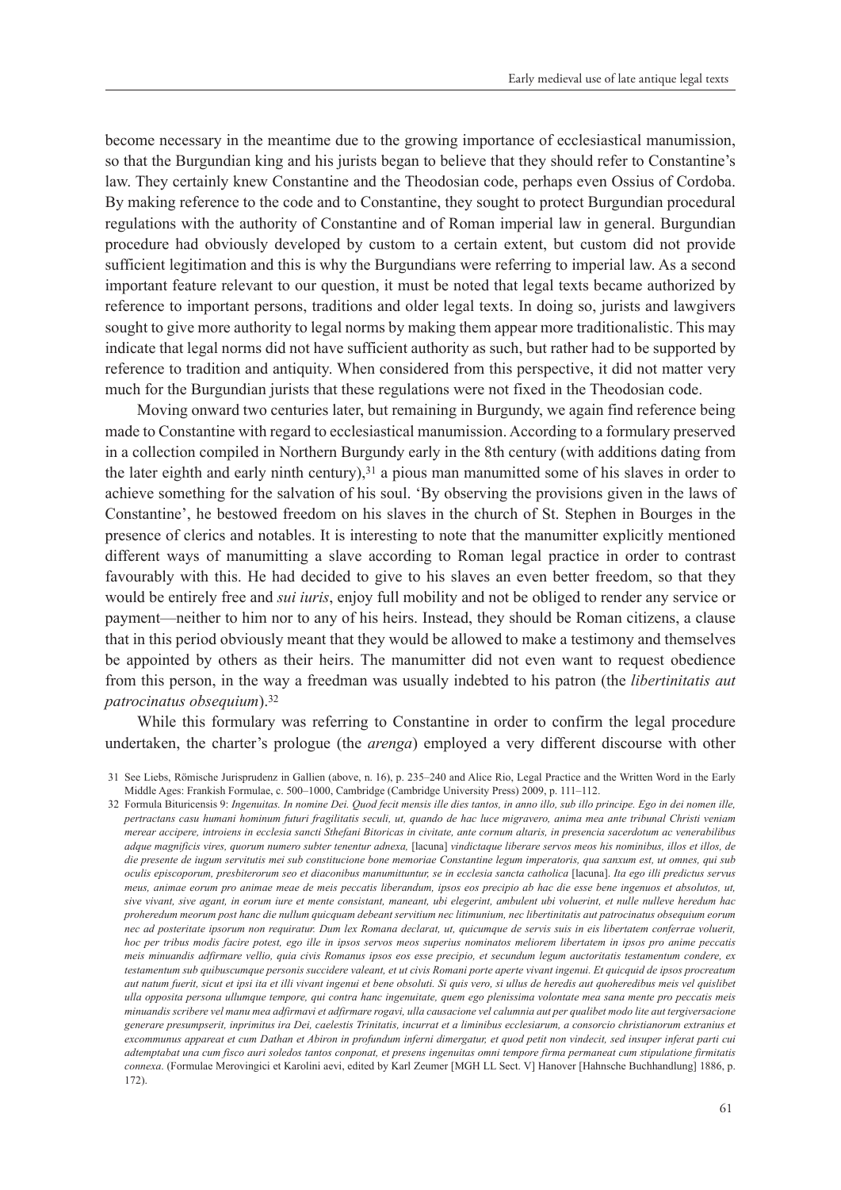become necessary in the meantime due to the growing importance of ecclesiastical manumission, so that the Burgundian king and his jurists began to believe that they should refer to Constantine's law. They certainly knew Constantine and the Theodosian code, perhaps even Ossius of Cordoba. By making reference to the code and to Constantine, they sought to protect Burgundian procedural regulations with the authority of Constantine and of Roman imperial law in general. Burgundian procedure had obviously developed by custom to a certain extent, but custom did not provide sufficient legitimation and this is why the Burgundians were referring to imperial law. As a second important feature relevant to our question, it must be noted that legal texts became authorized by reference to important persons, traditions and older legal texts. In doing so, jurists and lawgivers sought to give more authority to legal norms by making them appear more traditionalistic. This may indicate that legal norms did not have sufficient authority as such, but rather had to be supported by reference to tradition and antiquity. When considered from this perspective, it did not matter very much for the Burgundian jurists that these regulations were not fixed in the Theodosian code.

Moving onward two centuries later, but remaining in Burgundy, we again find reference being made to Constantine with regard to ecclesiastical manumission. According to a formulary preserved in a collection compiled in Northern Burgundy early in the 8th century (with additions dating from the later eighth and early ninth century),[31] a pious man manumitted some of his slaves in order to achieve something for the salvation of his soul. 'By observing the provisions given in the laws of Constantine', he bestowed freedom on his slaves in the church of St. Stephen in Bourges in the presence of clerics and notables. It is interesting to note that the manumitter explicitly mentioned different ways of manumitting a slave according to Roman legal practice in order to contrast favourably with this. He had decided to give to his slaves an even better freedom, so that they would be entirely free and *sui iuris*, enjoy full mobility and not be obliged to render any service or payment—neither to him nor to any of his heirs. Instead, they should be Roman citizens, a clause that in this period obviously meant that they would be allowed to make a testimony and themselves be appointed by others as their heirs. The manumitter did not even want to request obedience from this person, in the way a freedman was usually indebted to his patron (the *libertinitatis aut patrocinatus obsequium*).[32]

While this formulary was referring to Constantine in order to confirm the legal procedure undertaken, the charter's prologue (the *arenga*) employed a very different discourse with other

---

31 See Liebs, Römische Jurisprudenz in Gallien (above, n. 16), p. 235–240 and Alice Rio, Legal Practice and the Written Word in the Early Middle Ages: Frankish Formulae, c. 500–1000, Cambridge (Cambridge University Press) 2009, p. 111–112.

32 Formula Bituricensis 9: *Ingenuitas. In nomine Dei. Quod fecit mensis ille dies tantos, in anno illo, sub illo principe. Ego in dei nomen ille, pertractans casu humani hominum futuri fragilitatis seculi, ut, quando de hac luce migravero, anima mea ante tribunal Christi veniam merear accipere, introiens in ecclesia sancti Sthefani Bitoricas in civitate, ante cornum altaris, in presencia sacerdotum ac venerabilibus adque magnificis vires, quorum numero subter tenentur adnexa,* [lacuna] *vindictaque liberare servos meos his nominibus, illos et illos, de die presente de iugum servitutis mei sub constitucione bone memoriae Constantine legum imperatoris, qua sanxum est, ut omnes, qui sub oculis episcoporum, presbiterorum seo et diaconibus manumittuntur, se in ecclesia sancta catholica* [lacuna]. *Ita ego illi predictus servus meus, animae eorum pro animae meae de meis peccatis liberandum, ipsos eos precipio ab hac die esse bene ingenuos et absolutos, ut, sive vivant, sive agant, in eorum iure et mente consistant, maneant, ubi elegerint, ambulent ubi voluerint, et nulle nulleve heredum hac proheredum meorum post hanc die nullum quicquam debeant servitium nec litimunium, nec libertinitatis aut patrocinatus obsequium eorum nec ad posteritate ipsorum non requiratur. Dum lex Romana declarat, ut, quicumque de servis suis in eis libertatem conferrae voluerit, hoc per tribus modis facire potest, ego ille in ipsos servos meos superius nominatos meliorem libertatem in ipsos pro anime peccatis meis minuandis adfirmare vellio, quia civis Romanus ipsos eos esse precipio, et secundum legum auctoritatis testamentum condere, ex testamentum sub quibuscumque personis succidere valeant, et ut civis Romani porte aperte vivant ingenui. Et quicquid de ipsos procreatum aut natum fuerit, sicut et ipsi ita et illi vivant ingenui et bene obsoluti. Si quis vero, si ullus de heredis aut quoheredibus meis vel quislibet ulla opposita persona ullumque tempore, qui contra hanc ingenuitate, quem ego plenissima volontate mea sana mente pro peccatis meis minuandis scribere vel manu mea adfirmavi et adfirmare rogavi, ulla causacione vel calumnia aut per qualibet modo lite aut tergiversacione generare presumpserit, inprimitus ira Dei, caelestis Trinitatis, incurrat et a liminibus ecclesiarum, a consorcio christianorum extranius et excommunus appareat et cum Dathan et Abiron in profundum inferni dimergatur, et quod petit non vindecit, sed insuper inferat parti cui adtemptabat una cum fisco auri soledos tantos conponat, et presens ingenuitas omni tempore firma permaneat cum stipulatione firmitatis connexa*. (Formulae Merovingici et Karolini aevi, edited by Karl Zeumer [MGH LL Sect. V] Hanover [Hahnsche Buchhandlung] 1886, p. 172).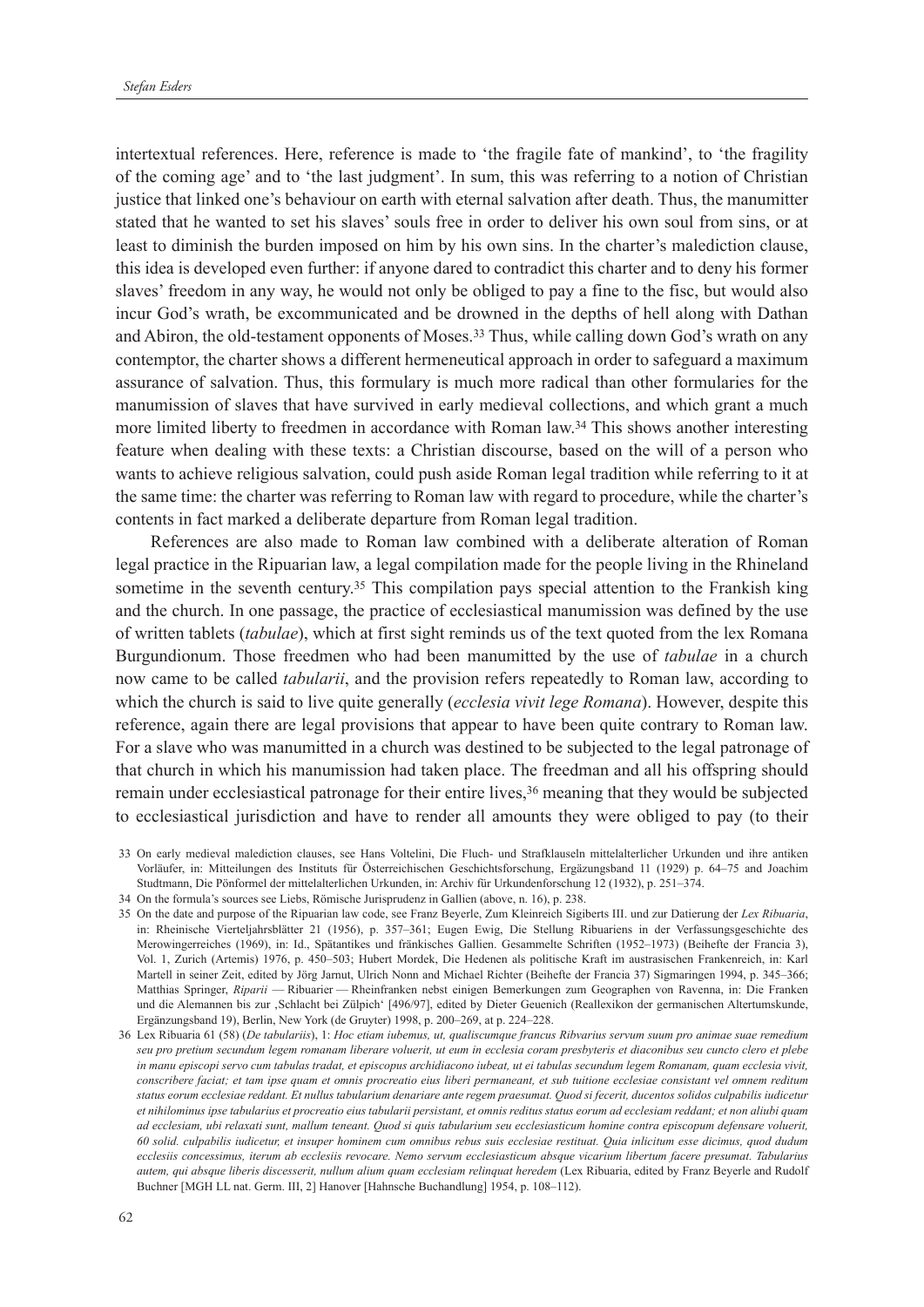intertextual references. Here, reference is made to 'the fragile fate of mankind', to 'the fragility of the coming age' and to 'the last judgment'. In sum, this was referring to a notion of Christian justice that linked one's behaviour on earth with eternal salvation after death. Thus, the manumitter stated that he wanted to set his slaves' souls free in order to deliver his own soul from sins, or at least to diminish the burden imposed on him by his own sins. In the charter's malediction clause, this idea is developed even further: if anyone dared to contradict this charter and to deny his former slaves' freedom in any way, he would not only be obliged to pay a fine to the fisc, but would also incur God's wrath, be excommunicated and be drowned in the depths of hell along with Dathan and Abiron, the old-testament opponents of Moses.[33] Thus, while calling down God's wrath on any contemptor, the charter shows a different hermeneutical approach in order to safeguard a maximum assurance of salvation. Thus, this formulary is much more radical than other formularies for the manumission of slaves that have survived in early medieval collections, and which grant a much more limited liberty to freedmen in accordance with Roman law.[34] This shows another interesting feature when dealing with these texts: a Christian discourse, based on the will of a person who wants to achieve religious salvation, could push aside Roman legal tradition while referring to it at the same time: the charter was referring to Roman law with regard to procedure, while the charter's contents in fact marked a deliberate departure from Roman legal tradition.

References are also made to Roman law combined with a deliberate alteration of Roman legal practice in the Ripuarian law, a legal compilation made for the people living in the Rhineland sometime in the seventh century.[35] This compilation pays special attention to the Frankish king and the church. In one passage, the practice of ecclesiastical manumission was defined by the use of written tablets (*tabulae*), which at first sight reminds us of the text quoted from the lex Romana Burgundionum. Those freedmen who had been manumitted by the use of *tabulae* in a church now came to be called *tabularii*, and the provision refers repeatedly to Roman law, according to which the church is said to live quite generally (*ecclesia vivit lege Romana*). However, despite this reference, again there are legal provisions that appear to have been quite contrary to Roman law. For a slave who was manumitted in a church was destined to be subjected to the legal patronage of that church in which his manumission had taken place. The freedman and all his offspring should remain under ecclesiastical patronage for their entire lives,[36] meaning that they would be subjected to ecclesiastical jurisdiction and have to render all amounts they were obliged to pay (to their

---

33 On early medieval malediction clauses, see Hans Voltelini, Die Fluch- und Strafklauseln mittelalterlicher Urkunden und ihre antiken Vorläufer, in: Mitteilungen des Instituts für Österreichischen Geschichtsforschung, Ergänzungsband 11 (1929) p. 64–75 and Joachim Studtmann, Die Pönformel der mittelalterlichen Urkunden, in: Archiv für Urkundenforschung 12 (1932), p. 251–374.

34 On the formula's sources see Liebs, Römische Jurisprudenz in Gallien (above, n. 16), p. 238.

35 On the date and purpose of the Ripuarian law code, see Franz Beyerle, Zum Kleinreich Sigiberts III. und zur Datierung der *Lex Ribuaria*, in: Rheinische Vierteljahrsblätter 21 (1956), p. 357–361; Eugen Ewig, Die Stellung Ribuariens in der Verfassungsgeschichte des Merowingerreiches (1969), in: Id., Spätantikes und fränkisches Gallien. Gesammelte Schriften (1952–1973) (Beihefte der Francia 3), Vol. 1, Zurich (Artemis) 1976, p. 450–503; Hubert Mordek, Die Hedenen als politische Kraft im austrasischen Frankenreich, in: Karl Martell in seiner Zeit, edited by Jörg Jarnut, Ulrich Nonn and Michael Richter (Beihefte der Francia 37) Sigmaringen 1994, p. 345–366; Matthias Springer, *Riparii* — Ribuarier — Rheinfranken nebst einigen Bemerkungen zum Geographen von Ravenna, in: Die Franken und die Alemannen bis zur ‚Schlacht bei Zülpich' [496/97], edited by Dieter Geuenich (Reallexikon der germanischen Altertumskunde, Ergänzungsband 19), Berlin, New York (de Gruyter) 1998, p. 200–269, at p. 224–228.

36 Lex Ribuaria 61 (58) (*De tabulariis*), 1: *Hoc etiam iubemus, ut, qualiscumque francus Ribvarius servum suum pro animae suae remedium seu pro pretium secundum legem romanam liberare voluerit, ut eum in ecclesia coram presbyteris et diaconibus seu cuncto clero et plebe in manu episcopi servo cum tabulas tradat, et episcopus archidiacono iubeat, ut ei tabulas secundum legem Romanam, quam ecclesia vivit, conscribere faciat; et tam ipse quam et omnis procreatio eius liberi permaneant, et sub tuitione ecclesiae consistant vel omnem reditum status eorum ecclesiae reddant. Et nullus tabularium denariare ante regem praesumat. Quod si fecerit, ducentos solidos culpabilis iudicetur et nihilominus ipse tabularius et procreatio eius tabularii persistant, et omnis reditus status eorum ad ecclesiam reddant; et non aliubi quam ad ecclesiam, ubi relaxati sunt, mallum teneant. Quod si quis tabularium seu ecclesiasticum homine contra episcopum defensare voluerit, 60 solid. culpabilis iudicetur, et insuper hominem cum omnibus rebus suis ecclesiae restituat. Quia inlicitum esse dicimus, quod dudum ecclesiis concessimus, iterum ab ecclesiis revocare. Nemo servum ecclesiasticum absque vicarium libertum facere presumat. Tabularius autem, qui absque liberis discesserit, nullum alium quam ecclesiam relinquat heredem* (Lex Ribuaria, edited by Franz Beyerle and Rudolf Buchner [MGH LL nat. Germ. III, 2] Hanover [Hahnsche Buchandlung] 1954, p. 108–112).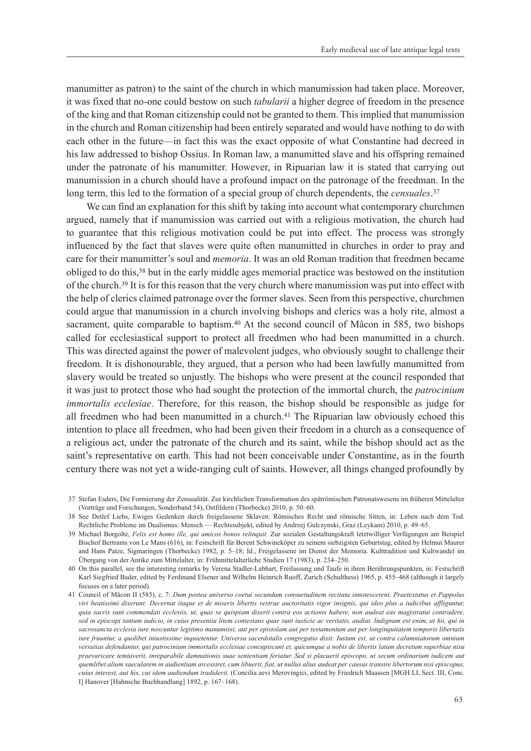manumitter as patron) to the saint of the church in which manumission had taken place. Moreover, it was fixed that no-one could bestow on such *tabularii* a higher degree of freedom in the presence of the king and that Roman citizenship could not be granted to them. This implied that manumission in the church and Roman citizenship had been entirely separated and would have nothing to do with each other in the future—in fact this was the exact opposite of what Constantine had decreed in his law addressed to bishop Ossius. In Roman law, a manumitted slave and his offspring remained under the patronate of his manumitter. However, in Ripuarian law it is stated that carrying out manumission in a church should have a profound impact on the patronage of the freedman. In the long term, this led to the formation of a special group of church dependents, the *censuales*.[37]

We can find an explanation for this shift by taking into account what contemporary churchmen argued, namely that if manumission was carried out with a religious motivation, the church had to guarantee that this religious motivation could be put into effect. The process was strongly influenced by the fact that slaves were quite often manumitted in churches in order to pray and care for their manumitter's soul and *memoria*. It was an old Roman tradition that freedmen became obliged to do this,[38] but in the early middle ages memorial practice was bestowed on the institution of the church.[39] It is for this reason that the very church where manumission was put into effect with the help of clerics claimed patronage over the former slaves. Seen from this perspective, churchmen could argue that manumission in a church involving bishops and clerics was a holy rite, almost a sacrament, quite comparable to baptism.[40] At the second council of Mâcon in 585, two bishops called for ecclesiastical support to protect all freedmen who had been manumitted in a church. This was directed against the power of malevolent judges, who obviously sought to challenge their freedom. It is dishonourable, they argued, that a person who had been lawfully manumitted from slavery would be treated so unjustly. The bishops who were present at the council responded that it was just to protect those who had sought the protection of the immortal church, the *patrocinium immortalis ecclesiae*. Therefore, for this reason, the bishop should be responsible as judge for all freedmen who had been manumitted in a church.[41] The Ripuarian law obviously echoed this intention to place all freedmen, who had been given their freedom in a church as a consequence of a religious act, under the patronate of the church and its saint, while the bishop should act as the saint's representative on earth. This had not been conceivable under Constantine, as in the fourth century there was not yet a wide-ranging cult of saints. However, all things changed profoundly by

37 Stefan Esders, Die Formierung der Zensualität. Zur kirchlichen Transformation des spätrömischen Patronatswesens im früheren Mittelalter (Vorträge und Forschungen, Sonderband 54), Ostfildern (Thorbecke) 2010, p. 50–60.

38 See Detlef Liebs, Ewiges Gedenken durch freigelassene Sklaven. Römisches Recht und römische Sitten, in: Leben nach dem Tod. Rechtliche Probleme im Dualismus: Mensch — Rechtssubjekt, edited by Andrzej Gulczynski, Graz (Leykam) 2010, p. 49–65.

39 Michael Borgolte, *Felix est homo ille, qui amicos bonos relinquit*. Zur sozialen Gestaltungskraft letztwilliger Verfügungen am Beispiel Bischof Bertrams von Le Mans (616), in: Festschrift für Berent Schwineköper zu seinem siebzigsten Geburtstag, edited by Helmut Maurer and Hans Patze, Sigmaringen (Thorbecke) 1982, p. 5–18; Id., Freigelassene im Dienst der Memoria. Kulttradition und Kultwandel im Übergang von der Antike zum Mittelalter, in: Frühmittelalterliche Studien 17 (1983), p. 234–250.

40 On this parallel, see the interesting remarks by Verena Stadler-Labhart, Freilassung und Taufe in ihren Berührungspunkten, in: Festschrift Karl Siegfried Bader, edited by Ferdinand Elsener and Wilhelm Heinrich Ruoff, Zurich (Schulthess) 1965, p. 455–468 (although it largely focuses on a later period).

41 Council of Mâcon II (585), c. 7: *Dum postea universo coetui secundum consuetudinem recitata innotescerent, Praetextatus et Pappolus viri beatissimi dixerunt: Decernat itaque et de miseris libertis vestrae auctoritatis vigor insignis, qui ideo plus a iudicibus affliguntur, quia sacris sunt commendati ecclesiis, ut, quas se quispiam dixerit contra eos actionis habere, non audeat eas magistratui contradere, sed in episcopi tantum iudicio, in cuius presentia litem contestans quae sunt iusticie ac veritatis, audiat. Indignum est enim, ut hii, qui in sacrosancta ecclesia iure noscuntur legitimo manumissi, aut per epistolam aut per testamentum aut per longinquitatem temporis libertatis iure fruuntur, a quolibet iniustissime inquietentur. Universa sacerdotalis congregatio dixit: Iustum est, ut contra calumniatorum omnium versutias defendantur, qui patrocinium immortalis ecclesiae concupiscunt et, quicumque a nobis de libertis latum decretum superbiae nisu praevaricare temtaverit, inreparabile damnationis suae sententiam feriatur. Sed si placuerit episcopo, ut secum ordinarium iudicem aut quemlibet alium saecularem in audientiam arcessiret, cum libuerit, fiat, ut nullus alius audeat per causas transire libertorum nisi episcopus, cuius interest, aut his, cui idem audiendum tradiderit*. (Concilia aevi Merovingici, edited by Friedrich Maassen [MGH LL Sect. III, Conc. I] Hanover [Hahnsche Buchhandlung] 1892, p. 167–168).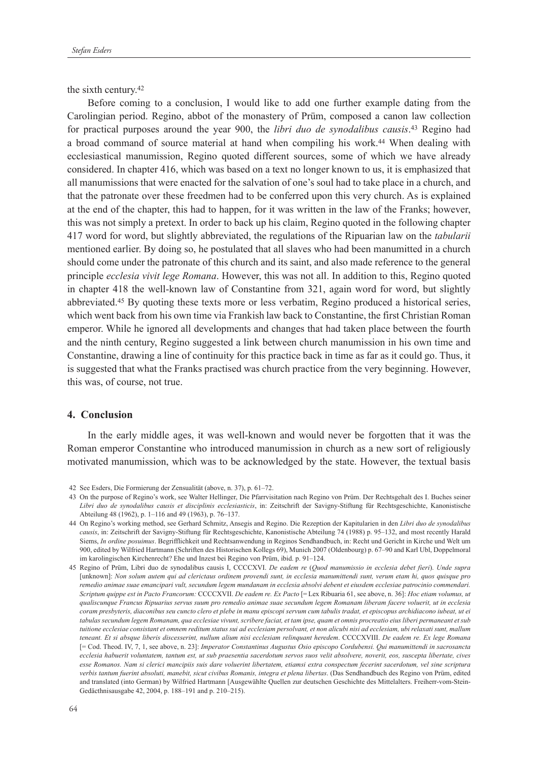the sixth century.[42]

Before coming to a conclusion, I would like to add one further example dating from the Carolingian period. Regino, abbot of the monastery of Prüm, composed a canon law collection for practical purposes around the year 900, the *libri duo de synodalibus causis*.[43] Regino had a broad command of source material at hand when compiling his work.[44] When dealing with ecclesiastical manumission, Regino quoted different sources, some of which we have already considered. In chapter 416, which was based on a text no longer known to us, it is emphasized that all manumissions that were enacted for the salvation of one's soul had to take place in a church, and that the patronate over these freedmen had to be conferred upon this very church. As is explained at the end of the chapter, this had to happen, for it was written in the law of the Franks; however, this was not simply a pretext. In order to back up his claim, Regino quoted in the following chapter 417 word for word, but slightly abbreviated, the regulations of the Ripuarian law on the *tabularii* mentioned earlier. By doing so, he postulated that all slaves who had been manumitted in a church should come under the patronate of this church and its saint, and also made reference to the general principle *ecclesia vivit lege Romana*. However, this was not all. In addition to this, Regino quoted in chapter 418 the well-known law of Constantine from 321, again word for word, but slightly abbreviated.[45] By quoting these texts more or less verbatim, Regino produced a historical series, which went back from his own time via Frankish law back to Constantine, the first Christian Roman emperor. While he ignored all developments and changes that had taken place between the fourth and the ninth century, Regino suggested a link between church manumission in his own time and Constantine, drawing a line of continuity for this practice back in time as far as it could go. Thus, it is suggested that what the Franks practised was church practice from the very beginning. However, this was, of course, not true.

## 4. Conclusion

In the early middle ages, it was well-known and would never be forgotten that it was the Roman emperor Constantine who introduced manumission in church as a new sort of religiously motivated manumission, which was to be acknowledged by the state. However, the textual basis

---

42 See Esders, Die Formierung der Zensualität (above, n. 37), p. 61–72.

43 On the purpose of Regino's work, see Walter Hellinger, Die Pfarrvisitation nach Regino von Prüm. Der Rechtsgehalt des I. Buches seiner *Libri duo de synodalibus causis et disciplinis ecclesiasticis*, in: Zeitschrift der Savigny-Stiftung für Rechtsgeschichte, Kanonistische Abteilung 48 (1962), p. 1–116 and 49 (1963), p. 76–137.

44 On Regino's working method, see Gerhard Schmitz, Ansegis and Regino. Die Rezeption der Kapitularien in den *Libri duo de synodalibus causis*, in: Zeitschrift der Savigny-Stiftung für Rechtsgeschichte, Kanonistische Abteilung 74 (1988) p. 95–132, and most recently Harald Siems, *In ordine posuimus*. Begrifflichkeit und Rechtsanwendung in Reginos Sendhandbuch, in: Recht und Gericht in Kirche und Welt um 900, edited by Wilfried Hartmann (Schriften des Historischen Kollegs 69), Munich 2007 (Oldenbourg) p. 67–90 and Karl Ubl, Doppelmoral im karolingischen Kirchenrecht? Ehe und Inzest bei Regino von Prüm, ibid. p. 91–124.

45 Regino of Prüm, Libri duo de synodalibus causis I, CCCCXVI. *De eadem re* (*Quod manumissio in ecclesia debet fieri*). *Unde supra* [unknown]: *Non solum autem qui ad clerictaus ordinem provendi sunt, in ecclesia manumittendi sunt, verum etam hi, quos quisque pro remedio animae suae emancipari vult, secundum legem mundanam in ecclesia absolvi debent et eiusdem ecclesiae patrocinio commendari. Scriptum quippe est in Pacto Francorum:* CCCCXVII. *De eadem re. Ex Pacto* [= Lex Ribuaria 61, see above, n. 36]: *Hoc etiam volumus, ut qualiscunque Francus Ripuarius servus suum pro remedio animae suae secundum legem Romanam liberam facere voluerit, ut in ecclesia coram presbyteris, diaconibus seu cuncto clero et plebe in manu episcopi servum cum tabulis tradat, et episcopus archidiacono iubeat, ut ei tabulas secundum legem Romanam, qua ecclesiae vivunt, scribere faciat, et tam ipse, quam et omnis procreatio eius liberi permaneant et sub tuitione ecclesiae consistant et omnem reditum status sui ad ecclesiam persolvant, et non alicubi nisi ad ecclesiam, ubi relaxati sunt, mallum teneant. Et si absque liberis discesserint, nullum alium nisi ecclesiam relinquant heredem*. CCCCXVIII. *De eadem re. Ex lege Romana* [= Cod. Theod. IV, 7, 1, see above, n. 23]: *Imperator Constantinus Augustus Osio episcopo Cordubensi. Qui manumittendi in sacrosancta ecclesia habuerit voluntatem, tantum est, ut sub praesentia sacerdotum servos suos velit absolvere, noverit, eos, suscepta libertate, cives esse Romanos. Nam si clerici mancipiis suis dare voluerint libertatem, etiamsi extra conspectum fecerint sacerdotum, vel sine scriptura verbis tantum fuerint absoluti, manebit, sicut civibus Romanis, integra et plena libertas*. (Das Sendhandbuch des Regino von Prüm, edited and translated (into German) by Wilfried Hartmann [Ausgewählte Quellen zur deutschen Geschichte des Mittelalters. Freiherr-vom-Stein-Gedächtnisausgabe 42, 2004, p. 188–191 and p. 210–215).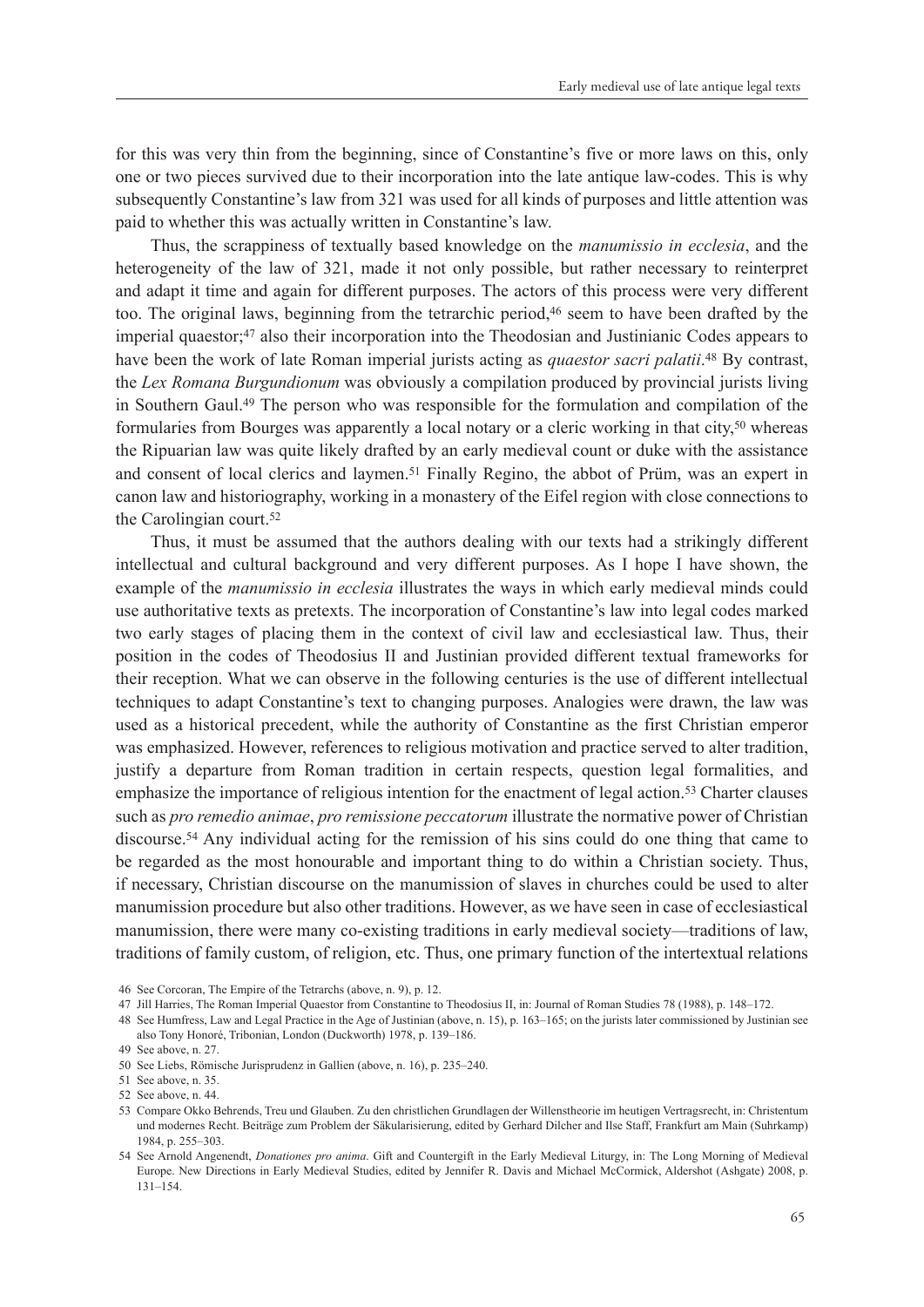for this was very thin from the beginning, since of Constantine's five or more laws on this, only one or two pieces survived due to their incorporation into the late antique law-codes. This is why subsequently Constantine's law from 321 was used for all kinds of purposes and little attention was paid to whether this was actually written in Constantine's law.

Thus, the scrappiness of textually based knowledge on the *manumissio in ecclesia*, and the heterogeneity of the law of 321, made it not only possible, but rather necessary to reinterpret and adapt it time and again for different purposes. The actors of this process were very different too. The original laws, beginning from the tetrarchic period,[46] seem to have been drafted by the imperial quaestor;[47] also their incorporation into the Theodosian and Justinianic Codes appears to have been the work of late Roman imperial jurists acting as *quaestor sacri palatii*.[48] By contrast, the *Lex Romana Burgundionum* was obviously a compilation produced by provincial jurists living in Southern Gaul.[49] The person who was responsible for the formulation and compilation of the formularies from Bourges was apparently a local notary or a cleric working in that city,[50] whereas the Ripuarian law was quite likely drafted by an early medieval count or duke with the assistance and consent of local clerics and laymen.[51] Finally Regino, the abbot of Prüm, was an expert in canon law and historiography, working in a monastery of the Eifel region with close connections to the Carolingian court.[52]

Thus, it must be assumed that the authors dealing with our texts had a strikingly different intellectual and cultural background and very different purposes. As I hope I have shown, the example of the *manumissio in ecclesia* illustrates the ways in which early medieval minds could use authoritative texts as pretexts. The incorporation of Constantine's law into legal codes marked two early stages of placing them in the context of civil law and ecclesiastical law. Thus, their position in the codes of Theodosius II and Justinian provided different textual frameworks for their reception. What we can observe in the following centuries is the use of different intellectual techniques to adapt Constantine's text to changing purposes. Analogies were drawn, the law was used as a historical precedent, while the authority of Constantine as the first Christian emperor was emphasized. However, references to religious motivation and practice served to alter tradition, justify a departure from Roman tradition in certain respects, question legal formalities, and emphasize the importance of religious intention for the enactment of legal action.[53] Charter clauses such as *pro remedio animae*, *pro remissione peccatorum* illustrate the normative power of Christian discourse.[54] Any individual acting for the remission of his sins could do one thing that came to be regarded as the most honourable and important thing to do within a Christian society. Thus, if necessary, Christian discourse on the manumission of slaves in churches could be used to alter manumission procedure but also other traditions. However, as we have seen in case of ecclesiastical manumission, there were many co-existing traditions in early medieval society—traditions of law, traditions of family custom, of religion, etc. Thus, one primary function of the intertextual relations

46 See Corcoran, The Empire of the Tetrarchs (above, n. 9), p. 12.

47 Jill Harries, The Roman Imperial Quaestor from Constantine to Theodosius II, in: Journal of Roman Studies 78 (1988), p. 148–172.

48 See Humfress, Law and Legal Practice in the Age of Justinian (above, n. 15), p. 163–165; on the jurists later commissioned by Justinian see also Tony Honoré, Tribonian, London (Duckworth) 1978, p. 139–186.

49 See above, n. 27.

50 See Liebs, Römische Jurisprudenz in Gallien (above, n. 16), p. 235–240.

51 See above, n. 35.

52 See above, n. 44.

53 Compare Okko Behrends, Treu und Glauben. Zu den christlichen Grundlagen der Willenstheorie im heutigen Vertragsrecht, in: Christentum und modernes Recht. Beiträge zum Problem der Säkularisierung, edited by Gerhard Dilcher and Ilse Staff, Frankfurt am Main (Suhrkamp) 1984, p. 255–303.

54 See Arnold Angenendt, *Donationes pro anima*. Gift and Countergift in the Early Medieval Liturgy, in: The Long Morning of Medieval Europe. New Directions in Early Medieval Studies, edited by Jennifer R. Davis and Michael McCormick, Aldershot (Ashgate) 2008, p. 131–154.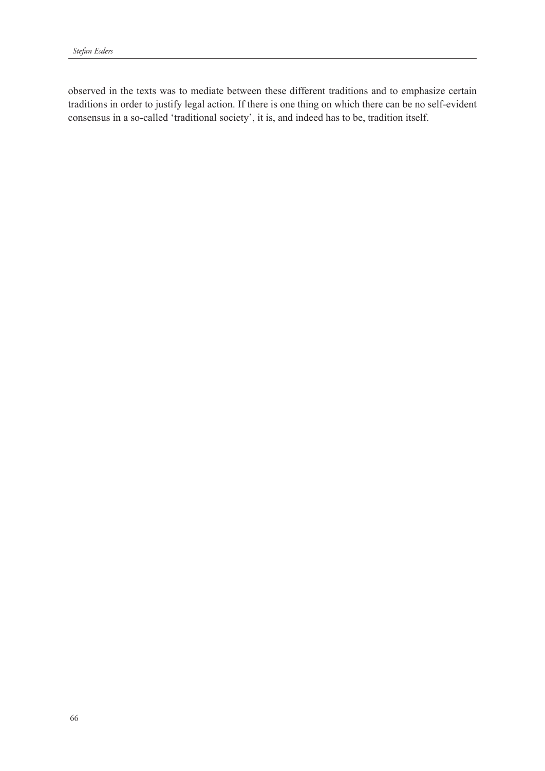observed in the texts was to mediate between these different traditions and to emphasize certain traditions in order to justify legal action. If there is one thing on which there can be no self-evident consensus in a so-called 'traditional society', it is, and indeed has to be, tradition itself.